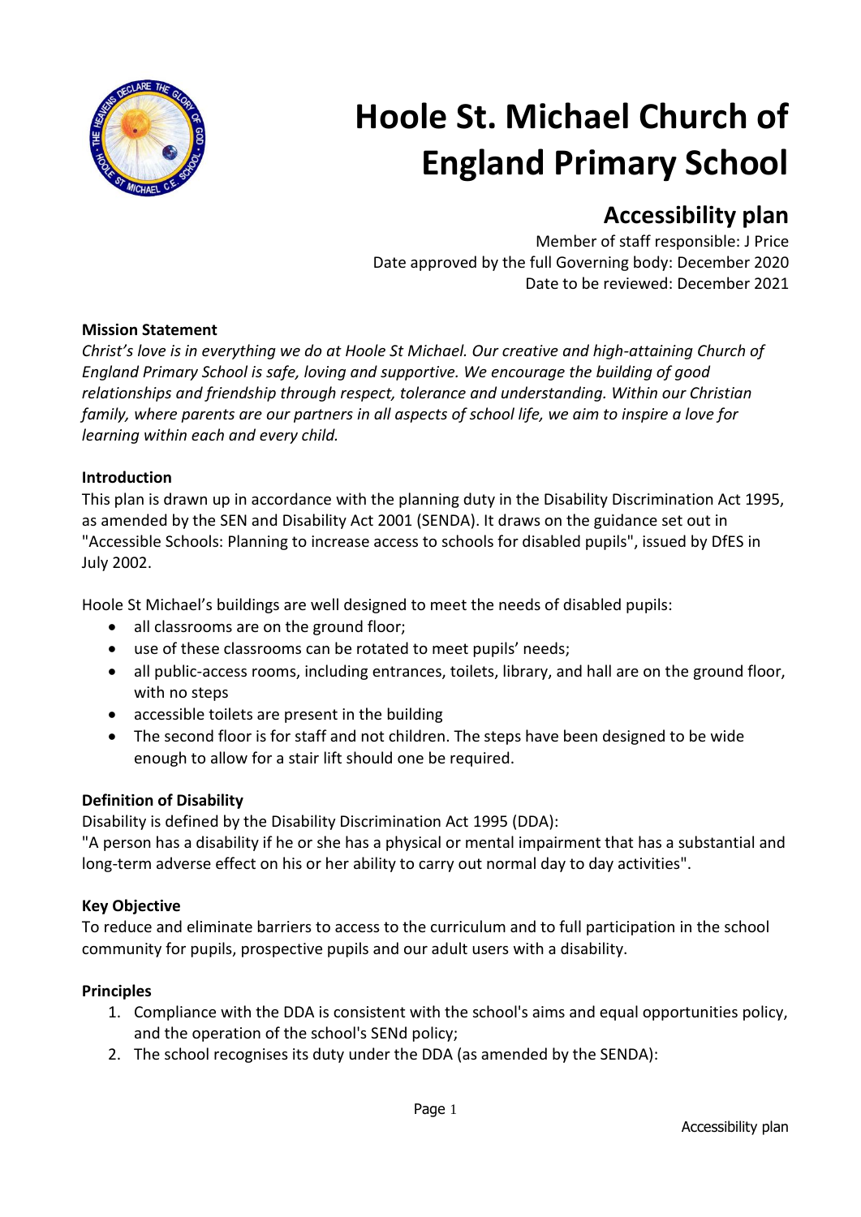# Hoole St. Michael Church of England Primary School

## Accessibility plan

Member of staff responsible: J Price
Date approved by the full Governing body: December 2020
Date to be reviewed: December 2021

**Mission Statement**

*Christ's love is in everything we do at Hoole St Michael. Our creative and high-attaining Church of England Primary School is safe, loving and supportive. We encourage the building of good relationships and friendship through respect, tolerance and understanding. Within our Christian family, where parents are our partners in all aspects of school life, we aim to inspire a love for learning within each and every child.*

**Introduction**

This plan is drawn up in accordance with the planning duty in the Disability Discrimination Act 1995, as amended by the SEN and Disability Act 2001 (SENDA). It draws on the guidance set out in "Accessible Schools: Planning to increase access to schools for disabled pupils", issued by DfES in July 2002.

Hoole St Michael's buildings are well designed to meet the needs of disabled pupils:

- all classrooms are on the ground floor;
- use of these classrooms can be rotated to meet pupils' needs;
- all public-access rooms, including entrances, toilets, library, and hall are on the ground floor, with no steps
- accessible toilets are present in the building
- The second floor is for staff and not children. The steps have been designed to be wide enough to allow for a stair lift should one be required.

**Definition of Disability**

Disability is defined by the Disability Discrimination Act 1995 (DDA):
"A person has a disability if he or she has a physical or mental impairment that has a substantial and long-term adverse effect on his or her ability to carry out normal day to day activities".

**Key Objective**

To reduce and eliminate barriers to access to the curriculum and to full participation in the school community for pupils, prospective pupils and our adult users with a disability.

**Principles**

1. Compliance with the DDA is consistent with the school's aims and equal opportunities policy, and the operation of the school's SENd policy;
2. The school recognises its duty under the DDA (as amended by the SENDA):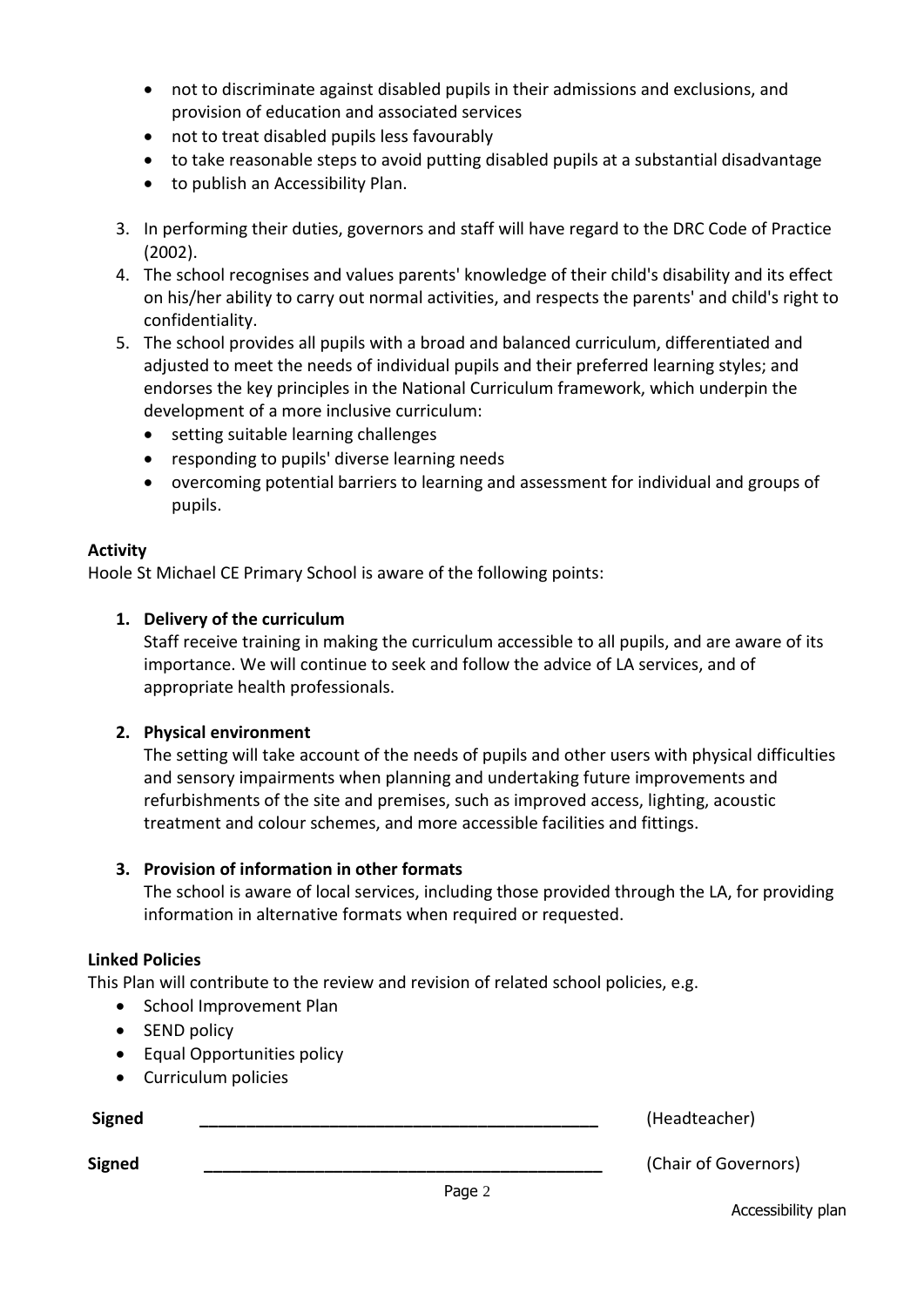- not to discriminate against disabled pupils in their admissions and exclusions, and provision of education and associated services
- not to treat disabled pupils less favourably
- to take reasonable steps to avoid putting disabled pupils at a substantial disadvantage
- to publish an Accessibility Plan.

3. In performing their duties, governors and staff will have regard to the DRC Code of Practice (2002).
4. The school recognises and values parents' knowledge of their child's disability and its effect on his/her ability to carry out normal activities, and respects the parents' and child's right to confidentiality.
5. The school provides all pupils with a broad and balanced curriculum, differentiated and adjusted to meet the needs of individual pupils and their preferred learning styles; and endorses the key principles in the National Curriculum framework, which underpin the development of a more inclusive curriculum:
   - setting suitable learning challenges
   - responding to pupils' diverse learning needs
   - overcoming potential barriers to learning and assessment for individual and groups of pupils.

**Activity**

Hoole St Michael CE Primary School is aware of the following points:

1. **Delivery of the curriculum**

   Staff receive training in making the curriculum accessible to all pupils, and are aware of its importance. We will continue to seek and follow the advice of LA services, and of appropriate health professionals.

2. **Physical environment**

   The setting will take account of the needs of pupils and other users with physical difficulties and sensory impairments when planning and undertaking future improvements and refurbishments of the site and premises, such as improved access, lighting, acoustic treatment and colour schemes, and more accessible facilities and fittings.

3. **Provision of information in other formats**

   The school is aware of local services, including those provided through the LA, for providing information in alternative formats when required or requested.

**Linked Policies**

This Plan will contribute to the review and revision of related school policies, e.g.

- School Improvement Plan
- SEND policy
- Equal Opportunities policy
- Curriculum policies

**Signed** ____________________________________________ (Headteacher)

**Signed** ____________________________________________ (Chair of Governors)